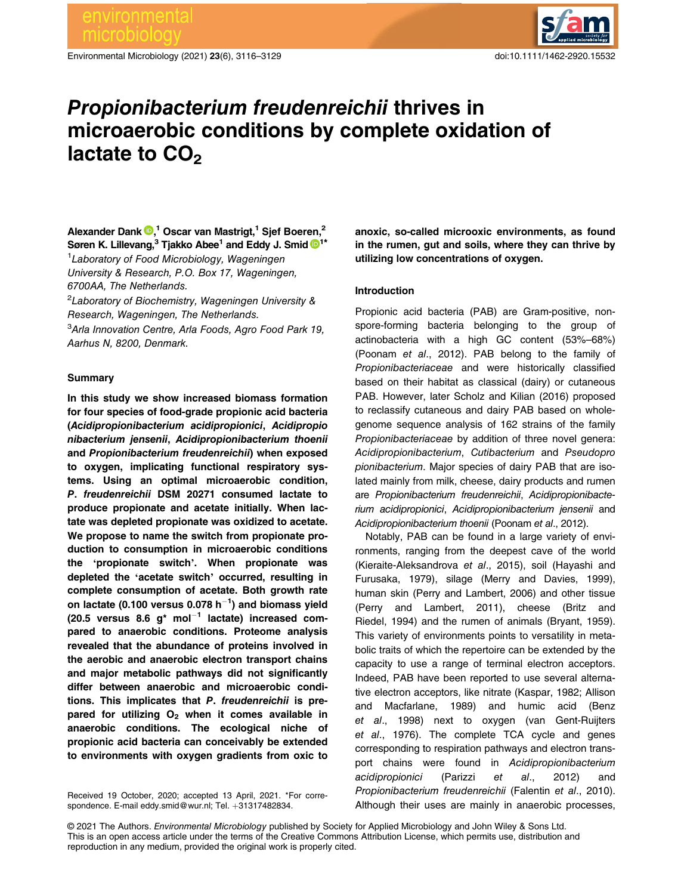# *Propionibacterium freudenreichii* thrives in microaerobic conditions by complete oxidation of lactate to $CO_2$

**Alexander Dank**,[1] **Oscar van Mastrigt**,[1] **Sjef Boeren**,[2] **Søren K. Lillevang**,[3] **Tjakko Abee**[1] **and Eddy J. Smid**[1*]

[1]*Laboratory of Food Microbiology, Wageningen University & Research, P.O. Box 17, Wageningen, 6700AA, The Netherlands.*

[2]*Laboratory of Biochemistry, Wageningen University & Research, Wageningen, The Netherlands.*

[3]*Arla Innovation Centre, Arla Foods, Agro Food Park 19, Aarhus N, 8200, Denmark.*

## Summary

**In this study we show increased biomass formation for four species of food-grade propionic acid bacteria (*Acidipropionibacterium acidipropionici*, *Acidipropionibacterium jensenii*, *Acidipropionibacterium thoenii* and *Propionibacterium freudenreichii*) when exposed to oxygen, implicating functional respiratory systems. Using an optimal microaerobic condition, *P. freudenreichii* DSM 20271 consumed lactate to produce propionate and acetate initially. When lactate was depleted propionate was oxidized to acetate. We propose to name the switch from propionate production to consumption in microaerobic conditions the 'propionate switch'. When propionate was depleted the 'acetate switch' occurred, resulting in complete consumption of acetate. Both growth rate on lactate (0.100 versus 0.078 $h^{-1}$) and biomass yield (20.5 versus 8.6 g* $mol^{-1}$ lactate) increased compared to anaerobic conditions. Proteome analysis revealed that the abundance of proteins involved in the aerobic and anaerobic electron transport chains and major metabolic pathways did not significantly differ between anaerobic and microaerobic conditions. This implicates that *P. freudenreichii* is prepared for utilizing $O_2$ when it comes available in anaerobic conditions. The ecological niche of propionic acid bacteria can conceivably be extended to environments with oxygen gradients from oxic to anoxic, so-called microoxic environments, as found in the rumen, gut and soils, where they can thrive by utilizing low concentrations of oxygen.**

## Introduction

Propionic acid bacteria (PAB) are Gram-positive, non-spore-forming bacteria belonging to the group of actinobacteria with a high GC content (53%–68%) (Poonam *et al*., 2012). PAB belong to the family of *Propionibacteriaceae* and were historically classified based on their habitat as classical (dairy) or cutaneous PAB. However, later Scholz and Kilian (2016) proposed to reclassify cutaneous and dairy PAB based on whole-genome sequence analysis of 162 strains of the family *Propionibacteriaceae* by addition of three novel genera: *Acidipropionibacterium*, *Cutibacterium* and *Pseudopropionibacterium*. Major species of dairy PAB that are isolated mainly from milk, cheese, dairy products and rumen are *Propionibacterium freudenreichii*, *Acidipropionibacterium acidipropionici*, *Acidipropionibacterium jensenii* and *Acidipropionibacterium thoenii* (Poonam et al., 2012).

Notably, PAB can be found in a large variety of environments, ranging from the deepest cave of the world (Kieraite-Aleksandrova *et al*., 2015), soil (Hayashi and Furusaka, 1979), silage (Merry and Davies, 1999), human skin (Perry and Lambert, 2006) and other tissue (Perry and Lambert, 2011), cheese (Britz and Riedel, 1994) and the rumen of animals (Bryant, 1959). This variety of environments points to versatility in metabolic traits of which the repertoire can be extended by the capacity to use a range of terminal electron acceptors. Indeed, PAB have been reported to use several alternative electron acceptors, like nitrate (Kaspar, 1982; Allison and Macfarlane, 1989) and humic acid (Benz *et al*., 1998) next to oxygen (van Gent-Ruijters *et al*., 1976). The complete TCA cycle and genes corresponding to respiration pathways and electron transport chains were found in *Acidipropionibacterium acidipropionici* (Parizzi *et al*., 2012) and *Propionibacterium freudenreichii* (Falentin *et al*., 2010). Although their uses are mainly in anaerobic processes,

Received 19 October, 2020; accepted 13 April, 2021. *For correspondence. E-mail eddy.smid@wur.nl; Tel. +31317482834.

© 2021 The Authors. *Environmental Microbiology* published by Society for Applied Microbiology and John Wiley & Sons Ltd. This is an open access article under the terms of the Creative Commons Attribution License, which permits use, distribution and reproduction in any medium, provided the original work is properly cited.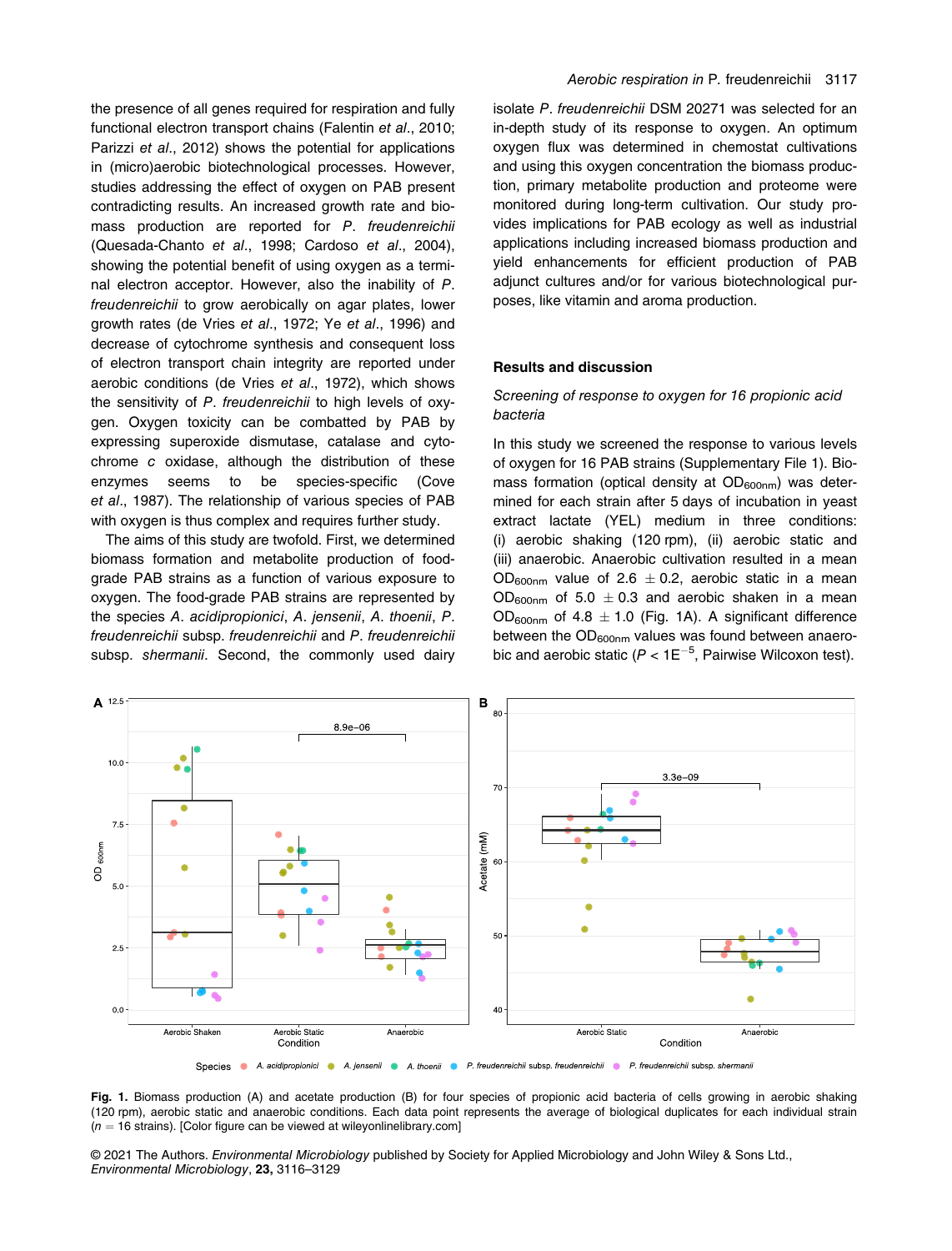the presence of all genes required for respiration and fully functional electron transport chains (Falentin *et al*., 2010; Parizzi *et al*., 2012) shows the potential for applications in (micro)aerobic biotechnological processes. However, studies addressing the effect of oxygen on PAB present contradicting results. An increased growth rate and biomass production are reported for *P. freudenreichii* (Quesada-Chanto *et al*., 1998; Cardoso *et al*., 2004), showing the potential benefit of using oxygen as a terminal electron acceptor. However, also the inability of *P. freudenreichii* to grow aerobically on agar plates, lower growth rates (de Vries *et al*., 1972; Ye *et al*., 1996) and decrease of cytochrome synthesis and consequent loss of electron transport chain integrity are reported under aerobic conditions (de Vries *et al*., 1972), which shows the sensitivity of *P. freudenreichii* to high levels of oxygen. Oxygen toxicity can be combatted by PAB by expressing superoxide dismutase, catalase and cytochrome *c* oxidase, although the distribution of these enzymes seems to be species-specific (Cove *et al*., 1987). The relationship of various species of PAB with oxygen is thus complex and requires further study.

The aims of this study are twofold. First, we determined biomass formation and metabolite production of food-grade PAB strains as a function of various exposure to oxygen. The food-grade PAB strains are represented by the species *A. acidipropionici*, *A. jensenii*, *A. thoenii*, *P. freudenreichii* subsp. *freudenreichii* and *P. freudenreichii* subsp. *shermanii*. Second, the commonly used dairy isolate *P. freudenreichii* DSM 20271 was selected for an in-depth study of its response to oxygen. An optimum oxygen flux was determined in chemostat cultivations and using this oxygen concentration the biomass production, primary metabolite production and proteome were monitored during long-term cultivation. Our study provides implications for PAB ecology as well as industrial applications including increased biomass production and yield enhancements for efficient production of PAB adjunct cultures and/or for various biotechnological purposes, like vitamin and aroma production.

## Results and discussion

### *Screening of response to oxygen for 16 propionic acid bacteria*

In this study we screened the response to various levels of oxygen for 16 PAB strains (Supplementary File 1). Biomass formation (optical density at $OD_{600nm}$) was determined for each strain after 5 days of incubation in yeast extract lactate (YEL) medium in three conditions: (i) aerobic shaking (120 rpm), (ii) aerobic static and (iii) anaerobic. Anaerobic cultivation resulted in a mean $OD_{600nm}$ value of 2.6 $\pm$ 0.2, aerobic static in a mean $OD_{600nm}$ of 5.0 $\pm$ 0.3 and aerobic shaken in a mean $OD_{600nm}$ of 4.8 $\pm$ 1.0 (Fig. 1A). A significant difference between the $OD_{600nm}$ values was found between anaerobic and aerobic static ($P < 1E^{-5}$, Pairwise Wilcoxon test).

**Fig. 1.** Biomass production (A) and acetate production (B) for four species of propionic acid bacteria of cells growing in aerobic shaking (120 rpm), aerobic static and anaerobic conditions. Each data point represents the average of biological duplicates for each individual strain ($n = 16$ strains). [Color figure can be viewed at wileyonlinelibrary.com]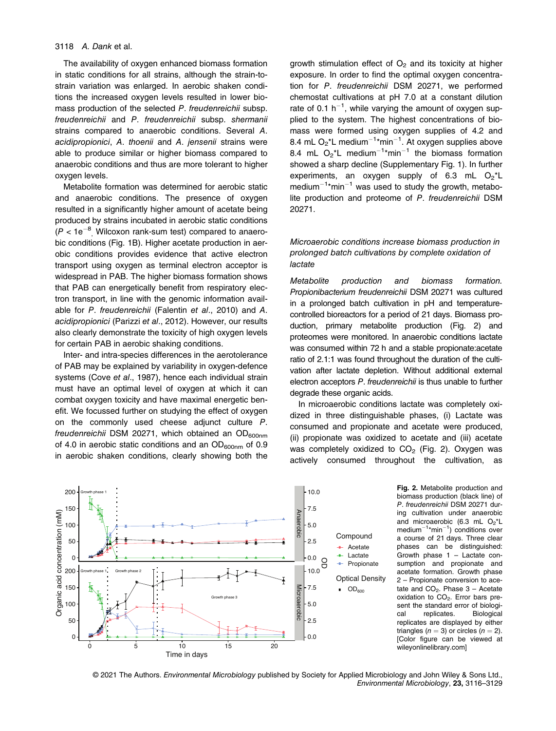The availability of oxygen enhanced biomass formation in static conditions for all strains, although the strain-to-strain variation was enlarged. In aerobic shaken conditions the increased oxygen levels resulted in lower biomass production of the selected *P. freudenreichii* subsp. *freudenreichii* and *P. freudenreichii* subsp. *shermanii* strains compared to anaerobic conditions. Several *A. acidipropionici*, *A. thoenii* and *A. jensenii* strains were able to produce similar or higher biomass compared to anaerobic conditions and thus are more tolerant to higher oxygen levels.

Metabolite formation was determined for aerobic static and anaerobic conditions. The presence of oxygen resulted in a significantly higher amount of acetate being produced by strains incubated in aerobic static conditions ($P < 1e^{-8}$, Wilcoxon rank-sum test) compared to anaerobic conditions (Fig. 1B). Higher acetate production in aerobic conditions provides evidence that active electron transport using oxygen as terminal electron acceptor is widespread in PAB. The higher biomass formation shows that PAB can energetically benefit from respiratory electron transport, in line with the genomic information available for *P. freudenreichii* (Falentin *et al*., 2010) and *A. acidipropionici* (Parizzi *et al*., 2012). However, our results also clearly demonstrate the toxicity of high oxygen levels for certain PAB in aerobic shaking conditions.

Inter- and intra-species differences in the aerotolerance of PAB may be explained by variability in oxygen-defence systems (Cove *et al*., 1987), hence each individual strain must have an optimal level of oxygen at which it can combat oxygen toxicity and have maximal energetic benefit. We focussed further on studying the effect of oxygen on the commonly used cheese adjunct culture *P. freudenreichii* DSM 20271, which obtained an $OD_{600nm}$ of 4.0 in aerobic static conditions and an $OD_{600nm}$ of 0.9 in aerobic shaken conditions, clearly showing both the growth stimulation effect of $O_2$ and its toxicity at higher exposure. In order to find the optimal oxygen concentration for *P. freudenreichii* DSM 20271, we performed chemostat cultivations at pH 7.0 at a constant dilution rate of 0.1 $h^{-1}$, while varying the amount of oxygen supplied to the system. The highest concentrations of biomass were formed using oxygen supplies of 4.2 and 8.4 mL $O_2$*L medium$^{-1}$*min$^{-1}$. At oxygen supplies above 8.4 mL $O_2$*L medium$^{-1}$*min$^{-1}$ the biomass formation showed a sharp decline (Supplementary Fig. 1). In further experiments, an oxygen supply of 6.3 mL $O_2$*L medium$^{-1}$*min$^{-1}$ was used to study the growth, metabolite production and proteome of *P. freudenreichii* DSM 20271.

### *Microaerobic conditions increase biomass production in prolonged batch cultivations by complete oxidation of lactate*

*Metabolite production and biomass formation.* *Propionibacterium freudenreichii* DSM 20271 was cultured in a prolonged batch cultivation in pH and temperature-controlled bioreactors for a period of 21 days. Biomass production, primary metabolite production (Fig. 2) and proteomes were monitored. In anaerobic conditions lactate was consumed within 72 h and a stable propionate:acetate ratio of 2.1:1 was found throughout the duration of the cultivation after lactate depletion. Without additional external electron acceptors *P. freudenreichii* is thus unable to further degrade these organic acids.

In microaerobic conditions lactate was completely oxidized in three distinguishable phases, (i) Lactate was consumed and propionate and acetate were produced, (ii) propionate was oxidized to acetate and (iii) acetate was completely oxidized to $CO_2$ (Fig. 2). Oxygen was actively consumed throughout the cultivation, as

**Fig. 2.** Metabolite production and biomass production (black line) of *P. freudenreichii* DSM 20271 during cultivation under anaerobic and microaerobic (6.3 mL $O_2$*L medium$^{-1}$*min$^{-1}$) conditions over a course of 21 days. Three clear phases can be distinguished: Growth phase 1 – Lactate consumption and propionate and acetate formation. Growth phase 2 – Propionate conversion to acetate and $CO_2$. Phase 3 – Acetate oxidation to $CO_2$. Error bars present the standard error of biological replicates. Biological replicates are displayed by either triangles ($n = 3$) or circles ($n = 2$). [Color figure can be viewed at wileyonlinelibrary.com]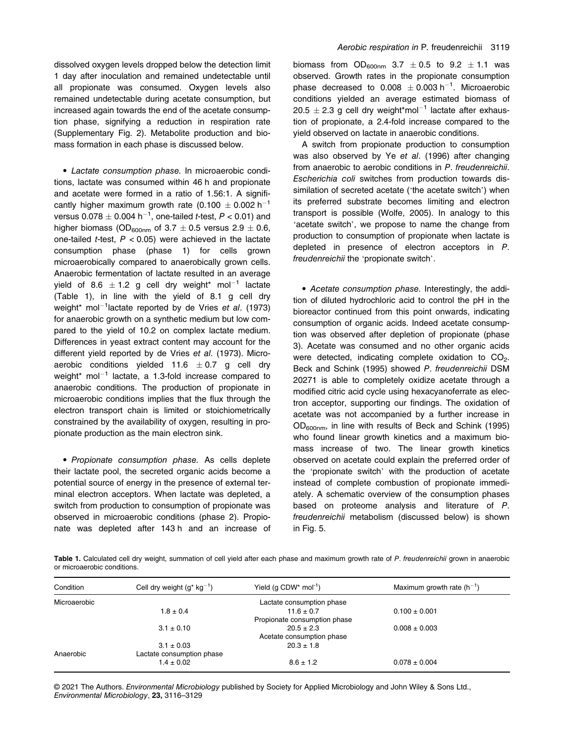dissolved oxygen levels dropped below the detection limit 1 day after inoculation and remained undetectable until all propionate was consumed. Oxygen levels also remained undetectable during acetate consumption, but increased again towards the end of the acetate consumption phase, signifying a reduction in respiration rate (Supplementary Fig. 2). Metabolite production and biomass formation in each phase is discussed below.

- *Lactate consumption phase.* In microaerobic conditions, lactate was consumed within 46 h and propionate and acetate were formed in a ratio of 1.56:1. A significantly higher maximum growth rate ($0.100 \pm 0.002\ h^{-1}$ versus $0.078 \pm 0.004\ h^{-1}$, one-tailed *t*-test, $P < 0.01$) and higher biomass ($OD_{600nm}$ of $3.7 \pm 0.5$ versus $2.9 \pm 0.6$, one-tailed *t*-test, $P < 0.05$) were achieved in the lactate consumption phase (phase 1) for cells grown microaerobically compared to anaerobically grown cells. Anaerobic fermentation of lactate resulted in an average yield of $8.6 \pm 1.2$ g cell dry weight* $mol^{-1}$ lactate (Table 1), in line with the yield of 8.1 g cell dry weight* $mol^{-1}$lactate reported by de Vries *et al*. (1973) for anaerobic growth on a synthetic medium but low compared to the yield of 10.2 on complex lactate medium. Differences in yeast extract content may account for the different yield reported by de Vries *et al*. (1973). Microaerobic conditions yielded $11.6 \pm 0.7$ g cell dry weight* $mol^{-1}$ lactate, a 1.3-fold increase compared to anaerobic conditions. The production of propionate in microaerobic conditions implies that the flux through the electron transport chain is limited or stoichiometrically constrained by the availability of oxygen, resulting in propionate production as the main electron sink.

- *Propionate consumption phase.* As cells deplete their lactate pool, the secreted organic acids become a potential source of energy in the presence of external terminal electron acceptors. When lactate was depleted, a switch from production to consumption of propionate was observed in microaerobic conditions (phase 2). Propionate was depleted after 143 h and an increase of biomass from $OD_{600nm}$ $3.7 \pm 0.5$ to $9.2 \pm 1.1$ was observed. Growth rates in the propionate consumption phase decreased to $0.008 \pm 0.003\ h^{-1}$. Microaerobic conditions yielded an average estimated biomass of $20.5 \pm 2.3$ g cell dry weight*$mol^{-1}$ lactate after exhaustion of propionate, a 2.4-fold increase compared to the yield observed on lactate in anaerobic conditions.

A switch from propionate production to consumption was also observed by Ye *et al*. (1996) after changing from anaerobic to aerobic conditions in *P. freudenreichii*. *Escherichia coli* switches from production towards dissimilation of secreted acetate ('the acetate switch') when its preferred substrate becomes limiting and electron transport is possible (Wolfe, 2005). In analogy to this 'acetate switch', we propose to name the change from production to consumption of propionate when lactate is depleted in presence of electron acceptors in *P. freudenreichii* the 'propionate switch'.

- *Acetate consumption phase.* Interestingly, the addition of diluted hydrochloric acid to control the pH in the bioreactor continued from this point onwards, indicating consumption of organic acids. Indeed acetate consumption was observed after depletion of propionate (phase 3). Acetate was consumed and no other organic acids were detected, indicating complete oxidation to $CO_2$. Beck and Schink (1995) showed *P. freudenreichii* DSM 20271 is able to completely oxidize acetate through a modified citric acid cycle using hexacyanoferrate as electron acceptor, supporting our findings. The oxidation of acetate was not accompanied by a further increase in $OD_{600nm}$, in line with results of Beck and Schink (1995) who found linear growth kinetics and a maximum biomass increase of two. The linear growth kinetics observed on acetate could explain the preferred order of the 'propionate switch' with the production of acetate instead of complete combustion of propionate immediately. A schematic overview of the consumption phases based on proteome analysis and literature of *P. freudenreichii* metabolism (discussed below) is shown in Fig. 5.

**Table 1.** Calculated cell dry weight, summation of cell yield after each phase and maximum growth rate of *P. freudenreichii* grown in anaerobic or microaerobic conditions.

| Condition | Cell dry weight ($g^* kg^{-1}$) | Yield (g CDW* $mol^{-1}$) | Maximum growth rate ($h^{-1}$) |
|---|---|---|---|
| Microaerobic | | Lactate consumption phase | |
| | 1.8 ± 0.4 | 11.6 ± 0.7 | 0.100 ± 0.001 |
| | | Propionate consumption phase | |
| | 3.1 ± 0.10 | 20.5 ± 2.3 | 0.008 ± 0.003 |
| | | Acetate consumption phase | |
| | 3.1 ± 0.03 | 20.3 ± 1.8 | |
| Anaerobic | Lactate consumption phase | | |
| | 1.4 ± 0.02 | 8.6 ± 1.2 | 0.078 ± 0.004 |

© 2021 The Authors. *Environmental Microbiology* published by Society for Applied Microbiology and John Wiley & Sons Ltd.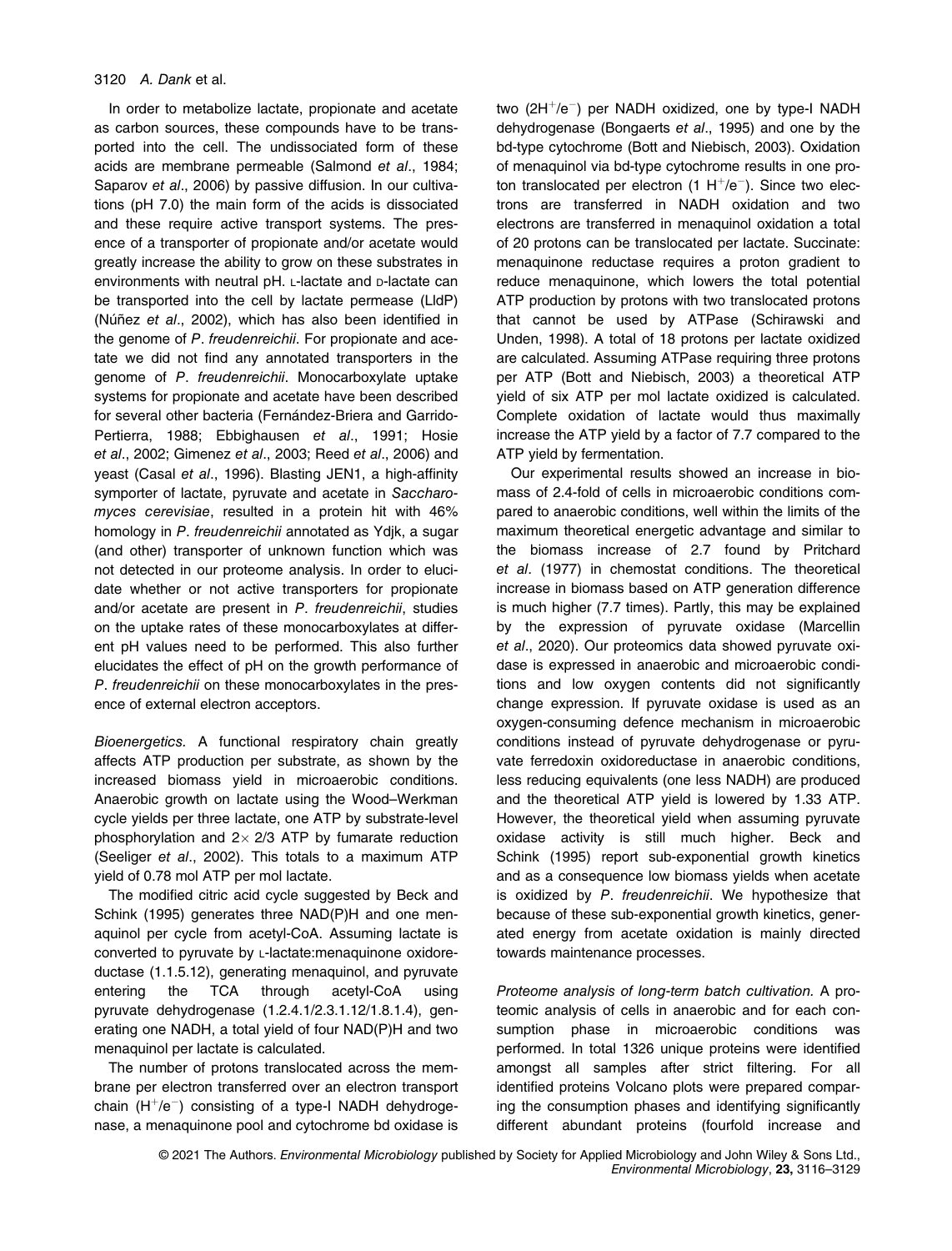In order to metabolize lactate, propionate and acetate as carbon sources, these compounds have to be transported into the cell. The undissociated form of these acids are membrane permeable (Salmond *et al*., 1984; Saparov *et al*., 2006) by passive diffusion. In our cultivations (pH 7.0) the main form of the acids is dissociated and these require active transport systems. The presence of a transporter of propionate and/or acetate would greatly increase the ability to grow on these substrates in environments with neutral pH. L-lactate and D-lactate can be transported into the cell by lactate permease (LldP) (Núñez *et al*., 2002), which has also been identified in the genome of *P. freudenreichii*. For propionate and acetate we did not find any annotated transporters in the genome of *P. freudenreichii*. Monocarboxylate uptake systems for propionate and acetate have been described for several other bacteria (Fernández-Briera and Garrido-Pertierra, 1988; Ebbighausen *et al*., 1991; Hosie *et al*., 2002; Gimenez *et al*., 2003; Reed *et al*., 2006) and yeast (Casal *et al*., 1996). Blasting JEN1, a high-affinity symporter of lactate, pyruvate and acetate in *Saccharomyces cerevisiae*, resulted in a protein hit with 46% homology in *P. freudenreichii* annotated as Ydjk, a sugar (and other) transporter of unknown function which was not detected in our proteome analysis. In order to elucidate whether or not active transporters for propionate and/or acetate are present in *P. freudenreichii*, studies on the uptake rates of these monocarboxylates at different pH values need to be performed. This also further elucidates the effect of pH on the growth performance of *P. freudenreichii* on these monocarboxylates in the presence of external electron acceptors.

*Bioenergetics.* A functional respiratory chain greatly affects ATP production per substrate, as shown by the increased biomass yield in microaerobic conditions. Anaerobic growth on lactate using the Wood–Werkman cycle yields per three lactate, one ATP by substrate-level phosphorylation and $2\times$ 2/3 ATP by fumarate reduction (Seeliger *et al*., 2002). This totals to a maximum ATP yield of 0.78 mol ATP per mol lactate.

The modified citric acid cycle suggested by Beck and Schink (1995) generates three NAD(P)H and one menaquinol per cycle from acetyl-CoA. Assuming lactate is converted to pyruvate by L-lactate:menaquinone oxidoreductase (1.1.5.12), generating menaquinol, and pyruvate entering the TCA through acetyl-CoA using pyruvate dehydrogenase (1.2.4.1/2.3.1.12/1.8.1.4), generating one NADH, a total yield of four NAD(P)H and two menaquinol per lactate is calculated.

The number of protons translocated across the membrane per electron transferred over an electron transport chain ($H^+/e^-$) consisting of a type-I NADH dehydrogenase, a menaquinone pool and cytochrome bd oxidase is two ($2H^+/e^-$) per NADH oxidized, one by type-I NADH dehydrogenase (Bongaerts *et al*., 1995) and one by the bd-type cytochrome (Bott and Niebisch, 2003). Oxidation of menaquinol via bd-type cytochrome results in one proton translocated per electron ($1\ H^+/e^-$). Since two electrons are transferred in NADH oxidation and two electrons are transferred in menaquinol oxidation a total of 20 protons can be translocated per lactate. Succinate: menaquinone reductase requires a proton gradient to reduce menaquinone, which lowers the total potential ATP production by protons with two translocated protons that cannot be used by ATPase (Schirawski and Unden, 1998). A total of 18 protons per lactate oxidized are calculated. Assuming ATPase requiring three protons per ATP (Bott and Niebisch, 2003) a theoretical ATP yield of six ATP per mol lactate oxidized is calculated. Complete oxidation of lactate would thus maximally increase the ATP yield by a factor of 7.7 compared to the ATP yield by fermentation.

Our experimental results showed an increase in biomass of 2.4-fold of cells in microaerobic conditions compared to anaerobic conditions, well within the limits of the maximum theoretical energetic advantage and similar to the biomass increase of 2.7 found by Pritchard *et al*. (1977) in chemostat conditions. The theoretical increase in biomass based on ATP generation difference is much higher (7.7 times). Partly, this may be explained by the expression of pyruvate oxidase (Marcellin *et al*., 2020). Our proteomics data showed pyruvate oxidase is expressed in anaerobic and microaerobic conditions and low oxygen contents did not significantly change expression. If pyruvate oxidase is used as an oxygen-consuming defence mechanism in microaerobic conditions instead of pyruvate dehydrogenase or pyruvate ferredoxin oxidoreductase in anaerobic conditions, less reducing equivalents (one less NADH) are produced and the theoretical ATP yield is lowered by 1.33 ATP. However, the theoretical yield when assuming pyruvate oxidase activity is still much higher. Beck and Schink (1995) report sub-exponential growth kinetics and as a consequence low biomass yields when acetate is oxidized by *P. freudenreichii*. We hypothesize that because of these sub-exponential growth kinetics, generated energy from acetate oxidation is mainly directed towards maintenance processes.

*Proteome analysis of long-term batch cultivation.* A proteomic analysis of cells in anaerobic and for each consumption phase in microaerobic conditions was performed. In total 1326 unique proteins were identified amongst all samples after strict filtering. For all identified proteins Volcano plots were prepared comparing the consumption phases and identifying significantly different abundant proteins (fourfold increase and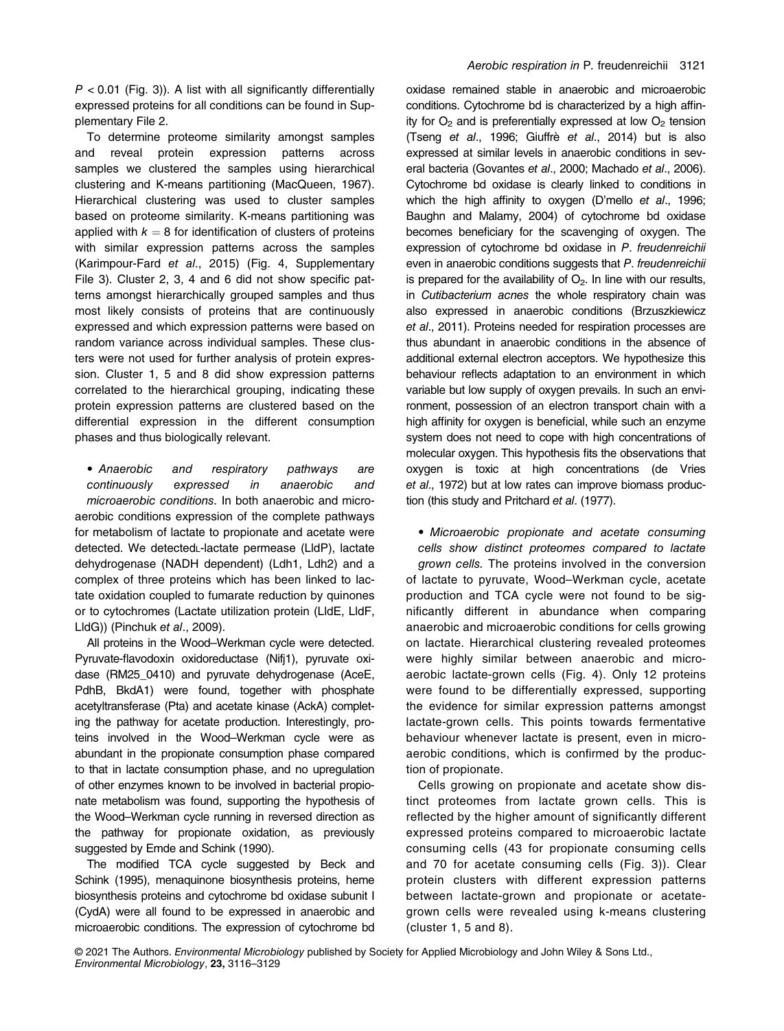$P < 0.01$ (Fig. 3)). A list with all significantly differentially expressed proteins for all conditions can be found in Supplementary File 2.

To determine proteome similarity amongst samples and reveal protein expression patterns across samples we clustered the samples using hierarchical clustering and K-means partitioning (MacQueen, 1967). Hierarchical clustering was used to cluster samples based on proteome similarity. K-means partitioning was applied with $k = 8$ for identification of clusters of proteins with similar expression patterns across the samples (Karimpour-Fard *et al*., 2015) (Fig. 4, Supplementary File 3). Cluster 2, 3, 4 and 6 did not show specific patterns amongst hierarchically grouped samples and thus most likely consists of proteins that are continuously expressed and which expression patterns were based on random variance across individual samples. These clusters were not used for further analysis of protein expression. Cluster 1, 5 and 8 did show expression patterns correlated to the hierarchical grouping, indicating these protein expression patterns are clustered based on the differential expression in the different consumption phases and thus biologically relevant.

• *Anaerobic and respiratory pathways are continuously expressed in anaerobic and microaerobic conditions.* In both anaerobic and microaerobic conditions expression of the complete pathways for metabolism of lactate to propionate and acetate were detected. We detected L-lactate permease (LldP), lactate dehydrogenase (NADH dependent) (Ldh1, Ldh2) and a complex of three proteins which has been linked to lactate oxidation coupled to fumarate reduction by quinones or to cytochromes (Lactate utilization protein (LldE, LldF, LldG)) (Pinchuk *et al*., 2009).

All proteins in the Wood–Werkman cycle were detected. Pyruvate-flavodoxin oxidoreductase (Nifj1), pyruvate oxidase (RM25_0410) and pyruvate dehydrogenase (AceE, PdhB, BkdA1) were found, together with phosphate acetyltransferase (Pta) and acetate kinase (AckA) completing the pathway for acetate production. Interestingly, proteins involved in the Wood–Werkman cycle were as abundant in the propionate consumption phase compared to that in lactate consumption phase, and no upregulation of other enzymes known to be involved in bacterial propionate metabolism was found, supporting the hypothesis of the Wood–Werkman cycle running in reversed direction as the pathway for propionate oxidation, as previously suggested by Emde and Schink (1990).

The modified TCA cycle suggested by Beck and Schink (1995), menaquinone biosynthesis proteins, heme biosynthesis proteins and cytochrome bd oxidase subunit I (CydA) were all found to be expressed in anaerobic and microaerobic conditions. The expression of cytochrome bd oxidase remained stable in anaerobic and microaerobic conditions. Cytochrome bd is characterized by a high affinity for $O_2$ and is preferentially expressed at low $O_2$ tension (Tseng *et al*., 1996; Giuffrè *et al*., 2014) but is also expressed at similar levels in anaerobic conditions in several bacteria (Govantes *et al*., 2000; Machado *et al*., 2006). Cytochrome bd oxidase is clearly linked to conditions in which the high affinity to oxygen (D'mello *et al*., 1996; Baughn and Malamy, 2004) of cytochrome bd oxidase becomes beneficiary for the scavenging of oxygen. The expression of cytochrome bd oxidase in *P. freudenreichii* even in anaerobic conditions suggests that *P. freudenreichii* is prepared for the availability of $O_2$. In line with our results, in *Cutibacterium acnes* the whole respiratory chain was also expressed in anaerobic conditions (Brzuszkiewicz *et al*., 2011). Proteins needed for respiration processes are thus abundant in anaerobic conditions in the absence of additional external electron acceptors. We hypothesize this behaviour reflects adaptation to an environment in which variable but low supply of oxygen prevails. In such an environment, possession of an electron transport chain with a high affinity for oxygen is beneficial, while such an enzyme system does not need to cope with high concentrations of molecular oxygen. This hypothesis fits the observations that oxygen is toxic at high concentrations (de Vries *et al*., 1972) but at low rates can improve biomass production (this study and Pritchard *et al*. (1977).

• *Microaerobic propionate and acetate consuming cells show distinct proteomes compared to lactate grown cells.* The proteins involved in the conversion of lactate to pyruvate, Wood–Werkman cycle, acetate production and TCA cycle were not found to be significantly different in abundance when comparing anaerobic and microaerobic conditions for cells growing on lactate. Hierarchical clustering revealed proteomes were highly similar between anaerobic and microaerobic lactate-grown cells (Fig. 4). Only 12 proteins were found to be differentially expressed, supporting the evidence for similar expression patterns amongst lactate-grown cells. This points towards fermentative behaviour whenever lactate is present, even in microaerobic conditions, which is confirmed by the production of propionate.

Cells growing on propionate and acetate show distinct proteomes from lactate grown cells. This is reflected by the higher amount of significantly different expressed proteins compared to microaerobic lactate consuming cells (43 for propionate consuming cells and 70 for acetate consuming cells (Fig. 3)). Clear protein clusters with different expression patterns between lactate-grown and propionate or acetate-grown cells were revealed using k-means clustering (cluster 1, 5 and 8).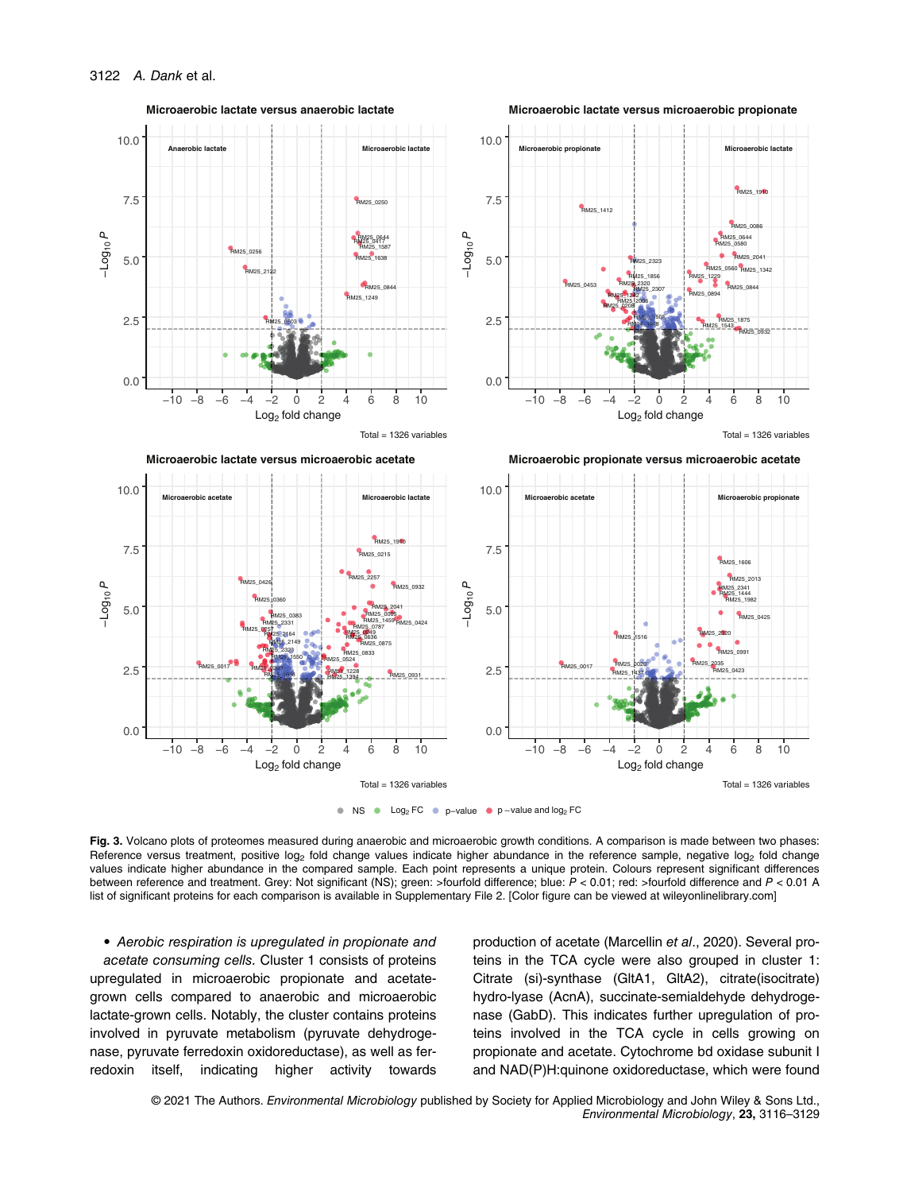**Fig. 3.** Volcano plots of proteomes measured during anaerobic and microaerobic growth conditions. A comparison is made between two phases: Reference versus treatment, positive $\log_2$ fold change values indicate higher abundance in the reference sample, negative $\log_2$ fold change values indicate higher abundance in the compared sample. Each point represents a unique protein. Colours represent significant differences between reference and treatment. Grey: Not significant (NS); green: >fourfold difference; blue: $P < 0.01$; red: >fourfold difference and $P < 0.01$ A list of significant proteins for each comparison is available in Supplementary File 2. [Color figure can be viewed at wileyonlinelibrary.com]

- *Aerobic respiration is upregulated in propionate and acetate consuming cells.* Cluster 1 consists of proteins upregulated in microaerobic propionate and acetate-grown cells compared to anaerobic and microaerobic lactate-grown cells. Notably, the cluster contains proteins involved in pyruvate metabolism (pyruvate dehydrogenase, pyruvate ferredoxin oxidoreductase), as well as ferredoxin itself, indicating higher activity towards production of acetate (Marcellin *et al*., 2020). Several proteins in the TCA cycle were also grouped in cluster 1: Citrate (si)-synthase (GltA1, GltA2), citrate(isocitrate) hydro-lyase (AcnA), succinate-semialdehyde dehydrogenase (GabD). This indicates further upregulation of proteins involved in the TCA cycle in cells growing on propionate and acetate. Cytochrome bd oxidase subunit I and NAD(P)H:quinone oxidoreductase, which were found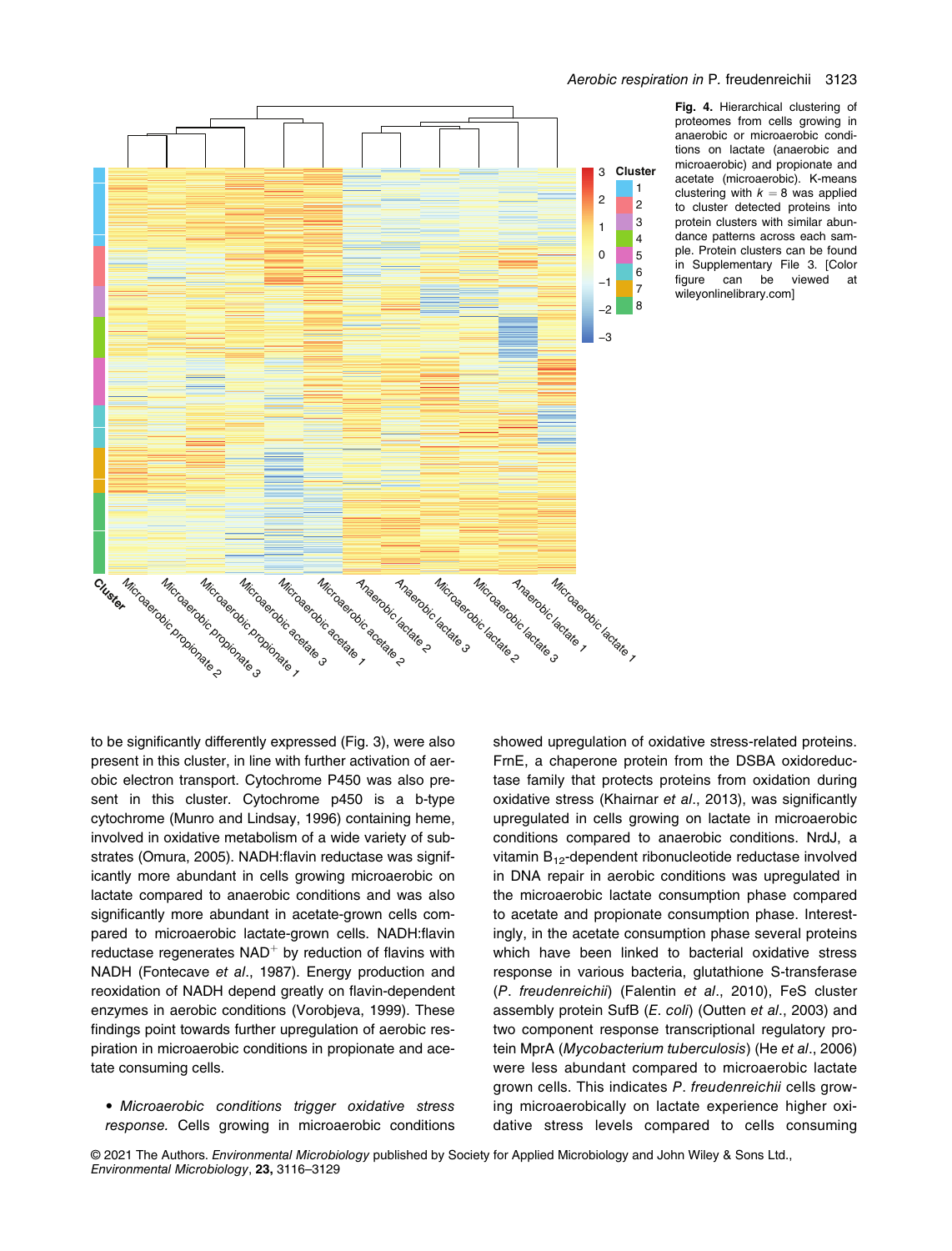Fig. 4. Hierarchical clustering of proteomes from cells growing in anaerobic or microaerobic conditions on lactate (anaerobic and microaerobic) and propionate and acetate (microaerobic). K-means clustering with $k = 8$ was applied to cluster detected proteins into protein clusters with similar abundance patterns across each sample. Protein clusters can be found in Supplementary File 3. [Color figure can be viewed at wileyonlinelibrary.com]

to be significantly differently expressed (Fig. 3), were also present in this cluster, in line with further activation of aerobic electron transport. Cytochrome P450 was also present in this cluster. Cytochrome p450 is a b-type cytochrome (Munro and Lindsay, 1996) containing heme, involved in oxidative metabolism of a wide variety of substrates (Omura, 2005). NADH:flavin reductase was significantly more abundant in cells growing microaerobic on lactate compared to anaerobic conditions and was also significantly more abundant in acetate-grown cells compared to microaerobic lactate-grown cells. NADH:flavin reductase regenerates $NAD^+$ by reduction of flavins with NADH (Fontecave *et al*., 1987). Energy production and reoxidation of NADH depend greatly on flavin-dependent enzymes in aerobic conditions (Vorobjeva, 1999). These findings point towards further upregulation of aerobic respiration in microaerobic conditions in propionate and acetate consuming cells.

- *Microaerobic conditions trigger oxidative stress response.* Cells growing in microaerobic conditions showed upregulation of oxidative stress-related proteins. FrnE, a chaperone protein from the DSBA oxidoreductase family that protects proteins from oxidation during oxidative stress (Khairnar *et al*., 2013), was significantly upregulated in cells growing on lactate in microaerobic conditions compared to anaerobic conditions. NrdJ, a vitamin $B_{12}$-dependent ribonucleotide reductase involved in DNA repair in aerobic conditions was upregulated in the microaerobic lactate consumption phase compared to acetate and propionate consumption phase. Interestingly, in the acetate consumption phase several proteins which have been linked to bacterial oxidative stress response in various bacteria, glutathione S-transferase (*P. freudenreichii*) (Falentin *et al*., 2010), FeS cluster assembly protein SufB (*E. coli*) (Outten *et al*., 2003) and two component response transcriptional regulatory protein MprA (*Mycobacterium tuberculosis*) (He *et al*., 2006) were less abundant compared to microaerobic lactate grown cells. This indicates *P. freudenreichii* cells growing microaerobically on lactate experience higher oxidative stress levels compared to cells consuming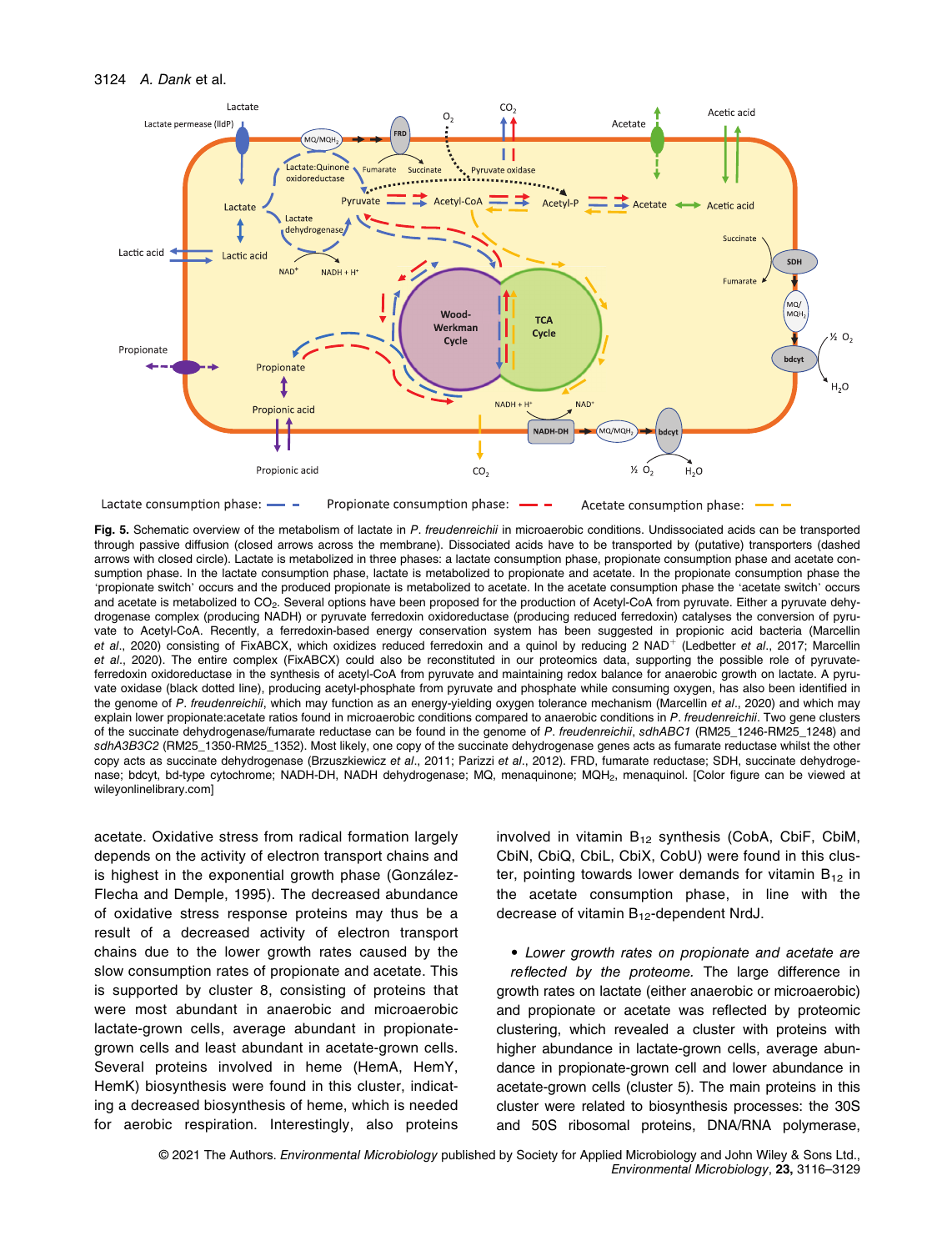**Fig. 5.** Schematic overview of the metabolism of lactate in *P. freudenreichii* in microaerobic conditions. Undissociated acids can be transported through passive diffusion (closed arrows across the membrane). Dissociated acids have to be transported by (putative) transporters (dashed arrows with closed circle). Lactate is metabolized in three phases: a lactate consumption phase, propionate consumption phase and acetate consumption phase. In the lactate consumption phase, lactate is metabolized to propionate and acetate. In the propionate consumption phase the 'propionate switch' occurs and the produced propionate is metabolized to acetate. In the acetate consumption phase the 'acetate switch' occurs and acetate is metabolized to $CO_2$. Several options have been proposed for the production of Acetyl-CoA from pyruvate. Either a pyruvate dehydrogenase complex (producing NADH) or pyruvate ferredoxin oxidoreductase (producing reduced ferredoxin) catalyses the conversion of pyruvate to Acetyl-CoA. Recently, a ferredoxin-based energy conservation system has been suggested in propionic acid bacteria (Marcellin *et al*., 2020) consisting of FixABCX, which oxidizes reduced ferredoxin and a quinol by reducing 2 $NAD^+$ (Ledbetter *et al*., 2017; Marcellin *et al*., 2020). The entire complex (FixABCX) could also be reconstituted in our proteomics data, supporting the possible role of pyruvate-ferredoxin oxidoreductase in the synthesis of acetyl-CoA from pyruvate and maintaining redox balance for anaerobic growth on lactate. A pyruvate oxidase (black dotted line), producing acetyl-phosphate from pyruvate and phosphate while consuming oxygen, has also been identified in the genome of *P. freudenreichii*, which may function as an energy-yielding oxygen tolerance mechanism (Marcellin *et al*., 2020) and which may explain lower propionate:acetate ratios found in microaerobic conditions compared to anaerobic conditions in *P. freudenreichii*. Two gene clusters of the succinate dehydrogenase/fumarate reductase can be found in the genome of *P. freudenreichii*, *sdhABC1* (RM25_1246-RM25_1248) and *sdhA3B3C2* (RM25_1350-RM25_1352). Most likely, one copy of the succinate dehydrogenase genes acts as fumarate reductase whilst the other copy acts as succinate dehydrogenase (Brzuszkiewicz *et al*., 2011; Parizzi *et al*., 2012). FRD, fumarate reductase; SDH, succinate dehydrogenase; bdcyt, bd-type cytochrome; NADH-DH, NADH dehydrogenase; MQ, menaquinone; $MQH_2$, menaquinol. [Color figure can be viewed at wileyonlinelibrary.com]

acetate. Oxidative stress from radical formation largely depends on the activity of electron transport chains and is highest in the exponential growth phase (González-Flecha and Demple, 1995). The decreased abundance of oxidative stress response proteins may thus be a result of a decreased activity of electron transport chains due to the lower growth rates caused by the slow consumption rates of propionate and acetate. This is supported by cluster 8, consisting of proteins that were most abundant in anaerobic and microaerobic lactate-grown cells, average abundant in propionate-grown cells and least abundant in acetate-grown cells. Several proteins involved in heme (HemA, HemY, HemK) biosynthesis were found in this cluster, indicating a decreased biosynthesis of heme, which is needed for aerobic respiration. Interestingly, also proteins involved in vitamin $B_{12}$ synthesis (CobA, CbiF, CbiM, CbiN, CbiQ, CbiL, CbiX, CobU) were found in this cluster, pointing towards lower demands for vitamin $B_{12}$ in the acetate consumption phase, in line with the decrease of vitamin $B_{12}$-dependent NrdJ.

- *Lower growth rates on propionate and acetate are reflected by the proteome.* The large difference in growth rates on lactate (either anaerobic or microaerobic) and propionate or acetate was reflected by proteomic clustering, which revealed a cluster with proteins with higher abundance in lactate-grown cells, average abundance in propionate-grown cell and lower abundance in acetate-grown cells (cluster 5). The main proteins in this cluster were related to biosynthesis processes: the 30S and 50S ribosomal proteins, DNA/RNA polymerase,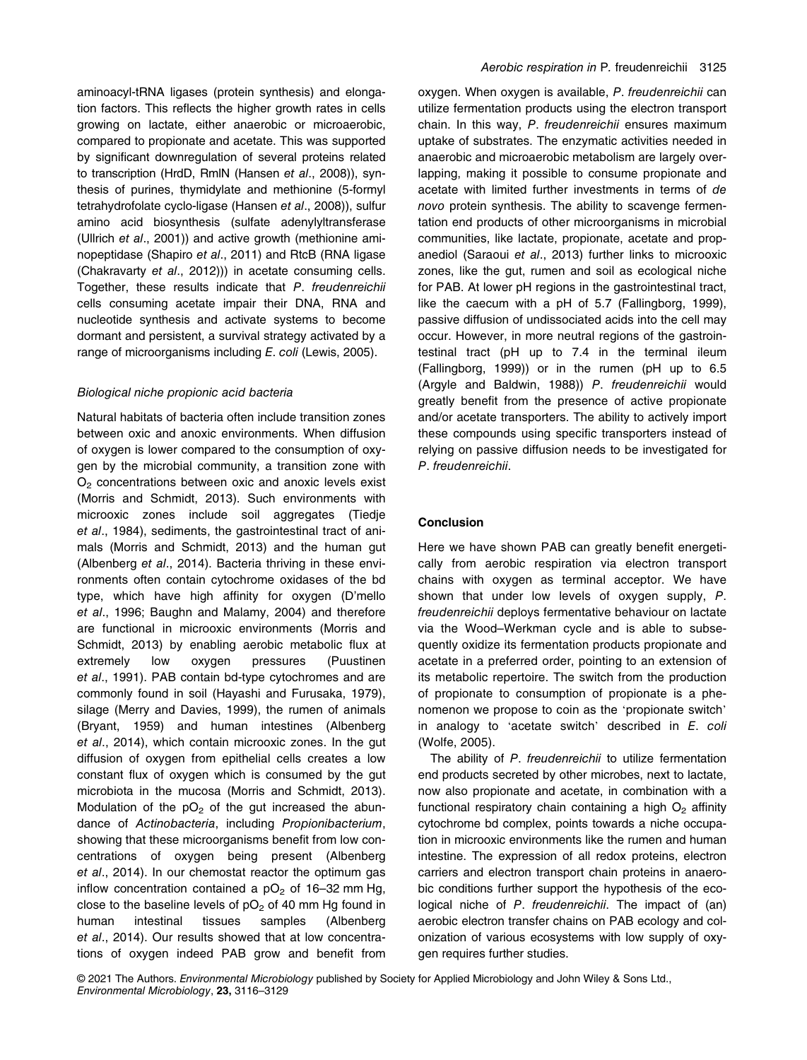aminoacyl-tRNA ligases (protein synthesis) and elongation factors. This reflects the higher growth rates in cells growing on lactate, either anaerobic or microaerobic, compared to propionate and acetate. This was supported by significant downregulation of several proteins related to transcription (HrdD, RmlN (Hansen *et al*., 2008)), synthesis of purines, thymidylate and methionine (5-formyl tetrahydrofolate cyclo-ligase (Hansen *et al*., 2008)), sulfur amino acid biosynthesis (sulfate adenylyltransferase (Ullrich *et al*., 2001)) and active growth (methionine aminopeptidase (Shapiro *et al*., 2011) and RtcB (RNA ligase (Chakravarty *et al*., 2012))) in acetate consuming cells. Together, these results indicate that *P. freudenreichii* cells consuming acetate impair their DNA, RNA and nucleotide synthesis and activate systems to become dormant and persistent, a survival strategy activated by a range of microorganisms including *E. coli* (Lewis, 2005).

### *Biological niche propionic acid bacteria*

Natural habitats of bacteria often include transition zones between oxic and anoxic environments. When diffusion of oxygen is lower compared to the consumption of oxygen by the microbial community, a transition zone with $O_2$ concentrations between oxic and anoxic levels exist (Morris and Schmidt, 2013). Such environments with microoxic zones include soil aggregates (Tiedje *et al*., 1984), sediments, the gastrointestinal tract of animals (Morris and Schmidt, 2013) and the human gut (Albenberg *et al*., 2014). Bacteria thriving in these environments often contain cytochrome oxidases of the bd type, which have high affinity for oxygen (D'mello *et al*., 1996; Baughn and Malamy, 2004) and therefore are functional in microoxic environments (Morris and Schmidt, 2013) by enabling aerobic metabolic flux at extremely low oxygen pressures (Puustinen *et al*., 1991). PAB contain bd-type cytochromes and are commonly found in soil (Hayashi and Furusaka, 1979), silage (Merry and Davies, 1999), the rumen of animals (Bryant, 1959) and human intestines (Albenberg *et al*., 2014), which contain microoxic zones. In the gut diffusion of oxygen from epithelial cells creates a low constant flux of oxygen which is consumed by the gut microbiota in the mucosa (Morris and Schmidt, 2013). Modulation of the $pO_2$ of the gut increased the abundance of *Actinobacteria*, including *Propionibacterium*, showing that these microorganisms benefit from low concentrations of oxygen being present (Albenberg *et al*., 2014). In our chemostat reactor the optimum gas inflow concentration contained a $pO_2$ of 16–32 mm Hg, close to the baseline levels of $pO_2$ of 40 mm Hg found in human intestinal tissues samples (Albenberg *et al*., 2014). Our results showed that at low concentrations of oxygen indeed PAB grow and benefit from oxygen. When oxygen is available, *P. freudenreichii* can utilize fermentation products using the electron transport chain. In this way, *P. freudenreichii* ensures maximum uptake of substrates. The enzymatic activities needed in anaerobic and microaerobic metabolism are largely overlapping, making it possible to consume propionate and acetate with limited further investments in terms of *de novo* protein synthesis. The ability to scavenge fermentation end products of other microorganisms in microbial communities, like lactate, propionate, acetate and propanediol (Saraoui *et al*., 2013) further links to microoxic zones, like the gut, rumen and soil as ecological niche for PAB. At lower pH regions in the gastrointestinal tract, like the caecum with a pH of 5.7 (Fallingborg, 1999), passive diffusion of undissociated acids into the cell may occur. However, in more neutral regions of the gastrointestinal tract (pH up to 7.4 in the terminal ileum (Fallingborg, 1999)) or in the rumen (pH up to 6.5 (Argyle and Baldwin, 1988)) *P. freudenreichii* would greatly benefit from the presence of active propionate and/or acetate transporters. The ability to actively import these compounds using specific transporters instead of relying on passive diffusion needs to be investigated for *P. freudenreichii*.

## Conclusion

Here we have shown PAB can greatly benefit energetically from aerobic respiration via electron transport chains with oxygen as terminal acceptor. We have shown that under low levels of oxygen supply, *P. freudenreichii* deploys fermentative behaviour on lactate via the Wood–Werkman cycle and is able to subsequently oxidize its fermentation products propionate and acetate in a preferred order, pointing to an extension of its metabolic repertoire. The switch from the production of propionate to consumption of propionate is a phenomenon we propose to coin as the 'propionate switch' in analogy to 'acetate switch' described in *E. coli* (Wolfe, 2005).

The ability of *P. freudenreichii* to utilize fermentation end products secreted by other microbes, next to lactate, now also propionate and acetate, in combination with a functional respiratory chain containing a high $O_2$ affinity cytochrome bd complex, points towards a niche occupation in microoxic environments like the rumen and human intestine. The expression of all redox proteins, electron carriers and electron transport chain proteins in anaerobic conditions further support the hypothesis of the ecological niche of *P. freudenreichii*. The impact of (an) aerobic electron transfer chains on PAB ecology and colonization of various ecosystems with low supply of oxygen requires further studies.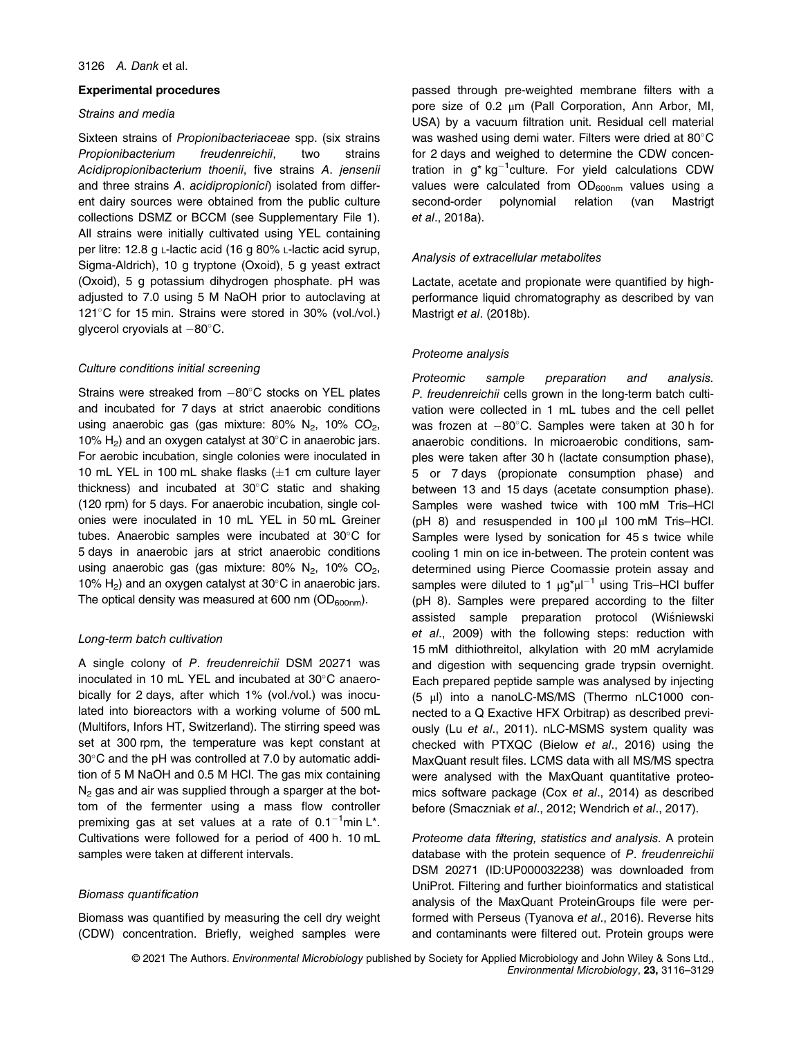## Experimental procedures

### Strains and media

Sixteen strains of *Propionibacteriaceae* spp. (six strains *Propionibacterium freudenreichii*, two strains *Acidipropionibacterium thoenii*, five strains *A. jensenii* and three strains *A. acidipropionici*) isolated from different dairy sources were obtained from the public culture collections DSMZ or BCCM (see Supplementary File 1). All strains were initially cultivated using YEL containing per litre: 12.8 g L-lactic acid (16 g 80% L-lactic acid syrup, Sigma-Aldrich), 10 g tryptone (Oxoid), 5 g yeast extract (Oxoid), 5 g potassium dihydrogen phosphate. pH was adjusted to 7.0 using 5 M NaOH prior to autoclaving at 121°C for 15 min. Strains were stored in 30% (vol./vol.) glycerol cryovials at −80°C.

### Culture conditions initial screening

Strains were streaked from −80°C stocks on YEL plates and incubated for 7 days at strict anaerobic conditions using anaerobic gas (gas mixture: 80% $N_2$, 10% $CO_2$, 10% $H_2$) and an oxygen catalyst at 30°C in anaerobic jars. For aerobic incubation, single colonies were inoculated in 10 mL YEL in 100 mL shake flasks (±1 cm culture layer thickness) and incubated at 30°C static and shaking (120 rpm) for 5 days. For anaerobic incubation, single colonies were inoculated in 10 mL YEL in 50 mL Greiner tubes. Anaerobic samples were incubated at 30°C for 5 days in anaerobic jars at strict anaerobic conditions using anaerobic gas (gas mixture: 80% $N_2$, 10% $CO_2$, 10% $H_2$) and an oxygen catalyst at 30°C in anaerobic jars. The optical density was measured at 600 nm ($OD_{600nm}$).

### Long-term batch cultivation

A single colony of *P. freudenreichii* DSM 20271 was inoculated in 10 mL YEL and incubated at 30°C anaerobically for 2 days, after which 1% (vol./vol.) was inoculated into bioreactors with a working volume of 500 mL (Multifors, Infors HT, Switzerland). The stirring speed was set at 300 rpm, the temperature was kept constant at 30°C and the pH was controlled at 7.0 by automatic addition of 5 M NaOH and 0.5 M HCl. The gas mix containing $N_2$ gas and air was supplied through a sparger at the bottom of the fermenter using a mass flow controller premixing gas at set values at a rate of $0.1^{-1}$min L*. Cultivations were followed for a period of 400 h. 10 mL samples were taken at different intervals.

### Biomass quantification

Biomass was quantified by measuring the cell dry weight (CDW) concentration. Briefly, weighed samples were passed through pre-weighted membrane filters with a pore size of 0.2 μm (Pall Corporation, Ann Arbor, MI, USA) by a vacuum filtration unit. Residual cell material was washed using demi water. Filters were dried at 80°C for 2 days and weighed to determine the CDW concentration in g* $kg^{-1}$culture. For yield calculations CDW values were calculated from $OD_{600nm}$ values using a second-order polynomial relation (van Mastrigt *et al*., 2018a).

### Analysis of extracellular metabolites

Lactate, acetate and propionate were quantified by high-performance liquid chromatography as described by van Mastrigt *et al*. (2018b).

### Proteome analysis

*Proteomic sample preparation and analysis. P. freudenreichii* cells grown in the long-term batch cultivation were collected in 1 mL tubes and the cell pellet was frozen at −80°C. Samples were taken at 30 h for anaerobic conditions. In microaerobic conditions, samples were taken after 30 h (lactate consumption phase), 5 or 7 days (propionate consumption phase) and between 13 and 15 days (acetate consumption phase). Samples were washed twice with 100 mM Tris–HCl (pH 8) and resuspended in 100 μl 100 mM Tris–HCl. Samples were lysed by sonication for 45 s twice while cooling 1 min on ice in-between. The protein content was determined using Pierce Coomassie protein assay and samples were diluted to 1 μg*$\mu l^{-1}$ using Tris–HCl buffer (pH 8). Samples were prepared according to the filter assisted sample preparation protocol (Wiśniewski *et al*., 2009) with the following steps: reduction with 15 mM dithiothreitol, alkylation with 20 mM acrylamide and digestion with sequencing grade trypsin overnight. Each prepared peptide sample was analysed by injecting (5 μl) into a nanoLC-MS/MS (Thermo nLC1000 connected to a Q Exactive HFX Orbitrap) as described previously (Lu *et al*., 2011). nLC-MSMS system quality was checked with PTXQC (Bielow *et al*., 2016) using the MaxQuant result files. LCMS data with all MS/MS spectra were analysed with the MaxQuant quantitative proteomics software package (Cox *et al*., 2014) as described before (Smaczniak *et al*., 2012; Wendrich *et al*., 2017).

*Proteome data filtering, statistics and analysis.* A protein database with the protein sequence of *P. freudenreichii* DSM 20271 (ID:UP000032238) was downloaded from UniProt. Filtering and further bioinformatics and statistical analysis of the MaxQuant ProteinGroups file were performed with Perseus (Tyanova *et al*., 2016). Reverse hits and contaminants were filtered out. Protein groups were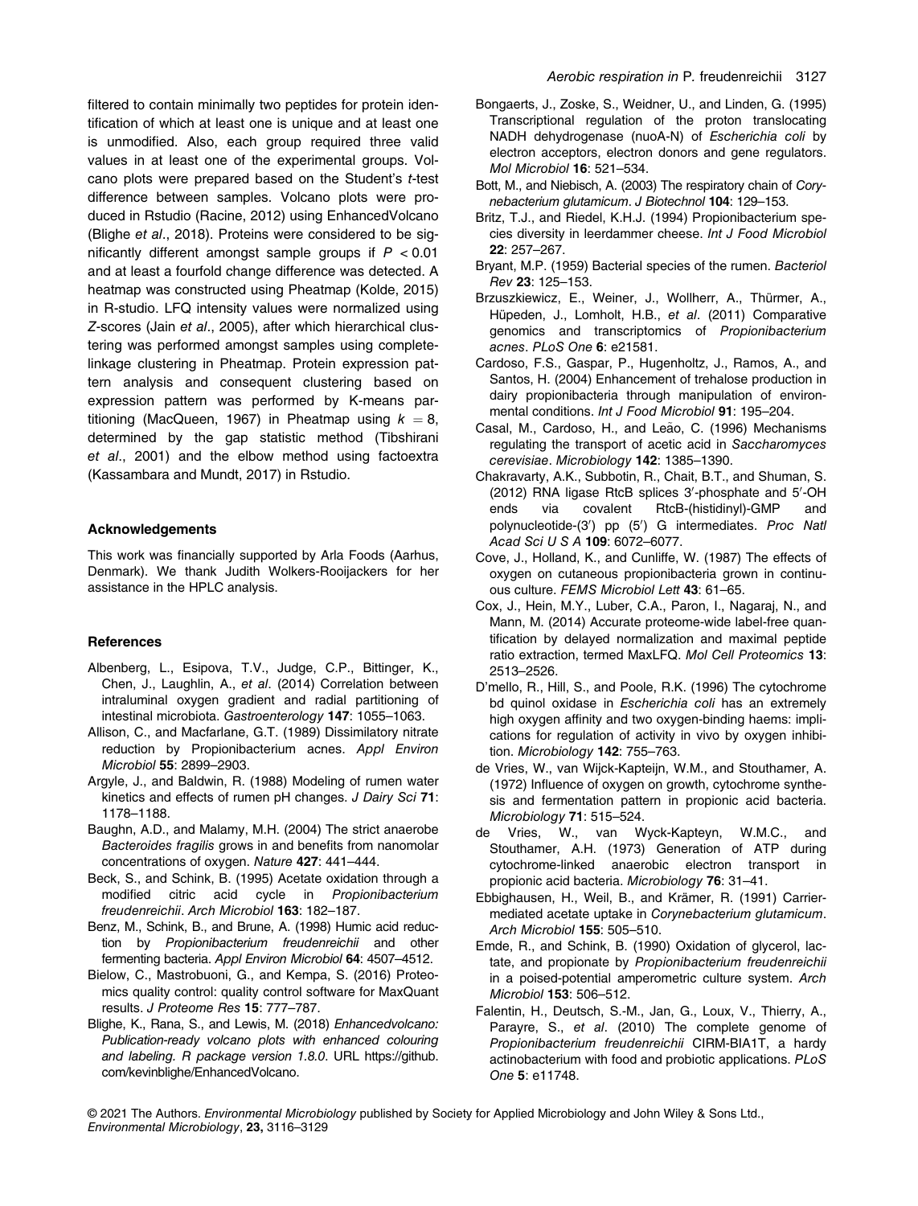filtered to contain minimally two peptides for protein identification of which at least one is unique and at least one is unmodified. Also, each group required three valid values in at least one of the experimental groups. Volcano plots were prepared based on the Student's *t*-test difference between samples. Volcano plots were produced in Rstudio (Racine, 2012) using EnhancedVolcano (Blighe *et al*., 2018). Proteins were considered to be significantly different amongst sample groups if $P < 0.01$ and at least a fourfold change difference was detected. A heatmap was constructed using Pheatmap (Kolde, 2015) in R-studio. LFQ intensity values were normalized using *Z*-scores (Jain *et al*., 2005), after which hierarchical clustering was performed amongst samples using complete-linkage clustering in Pheatmap. Protein expression pattern analysis and consequent clustering based on expression pattern was performed by K-means partitioning (MacQueen, 1967) in Pheatmap using $k = 8$, determined by the gap statistic method (Tibshirani *et al*., 2001) and the elbow method using factoextra (Kassambara and Mundt, 2017) in Rstudio.

#### Acknowledgements

This work was financially supported by Arla Foods (Aarhus, Denmark). We thank Judith Wolkers-Rooijackers for her assistance in the HPLC analysis.

#### References

Albenberg, L., Esipova, T.V., Judge, C.P., Bittinger, K., Chen, J., Laughlin, A., *et al*. (2014) Correlation between intraluminal oxygen gradient and radial partitioning of intestinal microbiota. *Gastroenterology* **147**: 1055–1063.

Allison, C., and Macfarlane, G.T. (1989) Dissimilatory nitrate reduction by Propionibacterium acnes. *Appl Environ Microbiol* **55**: 2899–2903.

Argyle, J., and Baldwin, R. (1988) Modeling of rumen water kinetics and effects of rumen pH changes. *J Dairy Sci* **71**: 1178–1188.

Baughn, A.D., and Malamy, M.H. (2004) The strict anaerobe *Bacteroides fragilis* grows in and benefits from nanomolar concentrations of oxygen. *Nature* **427**: 441–444.

Beck, S., and Schink, B. (1995) Acetate oxidation through a modified citric acid cycle in *Propionibacterium freudenreichii*. *Arch Microbiol* **163**: 182–187.

Benz, M., Schink, B., and Brune, A. (1998) Humic acid reduction by *Propionibacterium freudenreichii* and other fermenting bacteria. *Appl Environ Microbiol* **64**: 4507–4512.

Bielow, C., Mastrobuoni, G., and Kempa, S. (2016) Proteomics quality control: quality control software for MaxQuant results. *J Proteome Res* **15**: 777–787.

Blighe, K., Rana, S., and Lewis, M. (2018) *Enhancedvolcano: Publication-ready volcano plots with enhanced colouring and labeling. R package version 1.8.0*. URL https://github.com/kevinblighe/EnhancedVolcano.

Bongaerts, J., Zoske, S., Weidner, U., and Linden, G. (1995) Transcriptional regulation of the proton translocating NADH dehydrogenase (nuoA-N) of *Escherichia coli* by electron acceptors, electron donors and gene regulators. *Mol Microbiol* **16**: 521–534.

Bott, M., and Niebisch, A. (2003) The respiratory chain of *Corynebacterium glutamicum*. *J Biotechnol* **104**: 129–153.

Britz, T.J., and Riedel, K.H.J. (1994) Propionibacterium species diversity in leerdammer cheese. *Int J Food Microbiol* **22**: 257–267.

Bryant, M.P. (1959) Bacterial species of the rumen. *Bacteriol Rev* **23**: 125–153.

Brzuszkiewicz, E., Weiner, J., Wollherr, A., Thürmer, A., Hüpeden, J., Lomholt, H.B., *et al*. (2011) Comparative genomics and transcriptomics of *Propionibacterium acnes*. *PLoS One* **6**: e21581.

Cardoso, F.S., Gaspar, P., Hugenholtz, J., Ramos, A., and Santos, H. (2004) Enhancement of trehalose production in dairy propionibacteria through manipulation of environmental conditions. *Int J Food Microbiol* **91**: 195–204.

Casal, M., Cardoso, H., and Leão, C. (1996) Mechanisms regulating the transport of acetic acid in *Saccharomyces cerevisiae*. *Microbiology* **142**: 1385–1390.

Chakravarty, A.K., Subbotin, R., Chait, B.T., and Shuman, S. (2012) RNA ligase RtcB splices 3′-phosphate and 5′-OH ends via covalent RtcB-(histidinyl)-GMP and polynucleotide-(3′) pp (5′) G intermediates. *Proc Natl Acad Sci U S A* **109**: 6072–6077.

Cove, J., Holland, K., and Cunliffe, W. (1987) The effects of oxygen on cutaneous propionibacteria grown in continuous culture. *FEMS Microbiol Lett* **43**: 61–65.

Cox, J., Hein, M.Y., Luber, C.A., Paron, I., Nagaraj, N., and Mann, M. (2014) Accurate proteome-wide label-free quantification by delayed normalization and maximal peptide ratio extraction, termed MaxLFQ. *Mol Cell Proteomics* **13**: 2513–2526.

D'mello, R., Hill, S., and Poole, R.K. (1996) The cytochrome bd quinol oxidase in *Escherichia coli* has an extremely high oxygen affinity and two oxygen-binding haems: implications for regulation of activity in vivo by oxygen inhibition. *Microbiology* **142**: 755–763.

de Vries, W., van Wijck-Kapteijn, W.M., and Stouthamer, A. (1972) Influence of oxygen on growth, cytochrome synthesis and fermentation pattern in propionic acid bacteria. *Microbiology* **71**: 515–524.

de Vries, W., van Wyck-Kapteyn, W.M.C., and Stouthamer, A.H. (1973) Generation of ATP during cytochrome-linked anaerobic electron transport in propionic acid bacteria. *Microbiology* **76**: 31–41.

Ebbighausen, H., Weil, B., and Krämer, R. (1991) Carrier-mediated acetate uptake in *Corynebacterium glutamicum*. *Arch Microbiol* **155**: 505–510.

Emde, R., and Schink, B. (1990) Oxidation of glycerol, lactate, and propionate by *Propionibacterium freudenreichii* in a poised-potential amperometric culture system. *Arch Microbiol* **153**: 506–512.

Falentin, H., Deutsch, S.-M., Jan, G., Loux, V., Thierry, A., Parayre, S., *et al*. (2010) The complete genome of *Propionibacterium freudenreichii* CIRM-BIA1T, a hardy actinobacterium with food and probiotic applications. *PLoS One* **5**: e11748.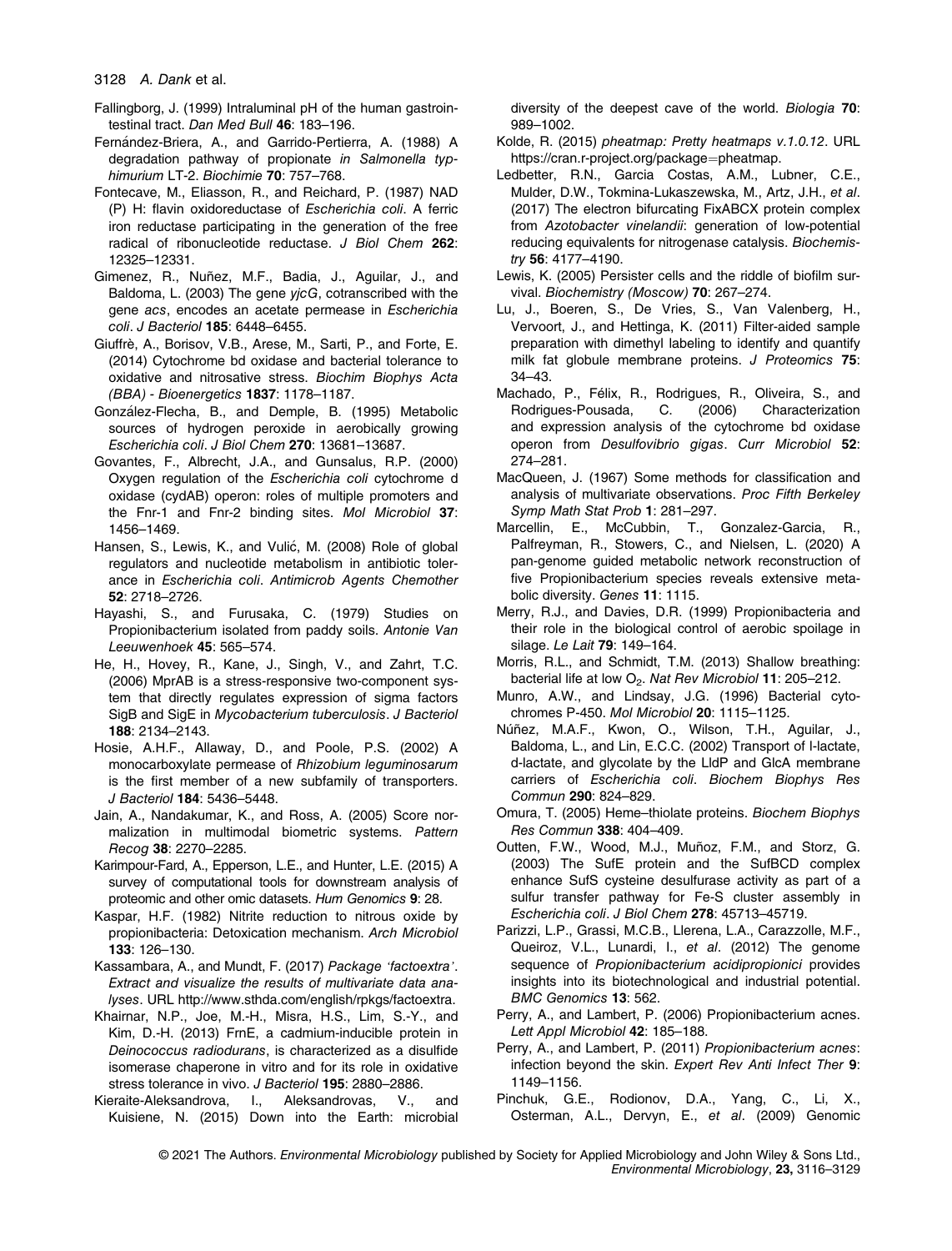Fallingborg, J. (1999) Intraluminal pH of the human gastrointestinal tract. *Dan Med Bull* **46**: 183–196.

Fernández-Briera, A., and Garrido-Pertierra, A. (1988) A degradation pathway of propionate *in Salmonella typhimurium* LT-2. *Biochimie* **70**: 757–768.

Fontecave, M., Eliasson, R., and Reichard, P. (1987) NAD (P) H: flavin oxidoreductase of *Escherichia coli*. A ferric iron reductase participating in the generation of the free radical of ribonucleotide reductase. *J Biol Chem* **262**: 12325–12331.

Gimenez, R., Nuñez, M.F., Badia, J., Aguilar, J., and Baldoma, L. (2003) The gene *yjcG*, cotranscribed with the gene *acs*, encodes an acetate permease in *Escherichia coli*. *J Bacteriol* **185**: 6448–6455.

Giuffrè, A., Borisov, V.B., Arese, M., Sarti, P., and Forte, E. (2014) Cytochrome bd oxidase and bacterial tolerance to oxidative and nitrosative stress. *Biochim Biophys Acta (BBA) - Bioenergetics* **1837**: 1178–1187.

González-Flecha, B., and Demple, B. (1995) Metabolic sources of hydrogen peroxide in aerobically growing *Escherichia coli*. *J Biol Chem* **270**: 13681–13687.

Govantes, F., Albrecht, J.A., and Gunsalus, R.P. (2000) Oxygen regulation of the *Escherichia coli* cytochrome d oxidase (cydAB) operon: roles of multiple promoters and the Fnr-1 and Fnr-2 binding sites. *Mol Microbiol* **37**: 1456–1469.

Hansen, S., Lewis, K., and Vulić, M. (2008) Role of global regulators and nucleotide metabolism in antibiotic tolerance in *Escherichia coli*. *Antimicrob Agents Chemother* **52**: 2718–2726.

Hayashi, S., and Furusaka, C. (1979) Studies on Propionibacterium isolated from paddy soils. *Antonie Van Leeuwenhoek* **45**: 565–574.

He, H., Hovey, R., Kane, J., Singh, V., and Zahrt, T.C. (2006) MprAB is a stress-responsive two-component system that directly regulates expression of sigma factors SigB and SigE in *Mycobacterium tuberculosis*. *J Bacteriol* **188**: 2134–2143.

Hosie, A.H.F., Allaway, D., and Poole, P.S. (2002) A monocarboxylate permease of *Rhizobium leguminosarum* is the first member of a new subfamily of transporters. *J Bacteriol* **184**: 5436–5448.

Jain, A., Nandakumar, K., and Ross, A. (2005) Score normalization in multimodal biometric systems. *Pattern Recog* **38**: 2270–2285.

Karimpour-Fard, A., Epperson, L.E., and Hunter, L.E. (2015) A survey of computational tools for downstream analysis of proteomic and other omic datasets. *Hum Genomics* **9**: 28.

Kaspar, H.F. (1982) Nitrite reduction to nitrous oxide by propionibacteria: Detoxication mechanism. *Arch Microbiol* **133**: 126–130.

Kassambara, A., and Mundt, F. (2017) *Package 'factoextra'. Extract and visualize the results of multivariate data analyses*. URL http://www.sthda.com/english/rpkgs/factoextra.

Khairnar, N.P., Joe, M.-H., Misra, H.S., Lim, S.-Y., and Kim, D.-H. (2013) FrnE, a cadmium-inducible protein in *Deinococcus radiodurans*, is characterized as a disulfide isomerase chaperone in vitro and for its role in oxidative stress tolerance in vivo. *J Bacteriol* **195**: 2880–2886.

Kieraite-Aleksandrova, I., Aleksandrovas, V., and Kuisiene, N. (2015) Down into the Earth: microbial diversity of the deepest cave of the world. *Biologia* **70**: 989–1002.

Kolde, R. (2015) *pheatmap: Pretty heatmaps v.1.0.12*. URL https://cran.r-project.org/package=pheatmap.

Ledbetter, R.N., Garcia Costas, A.M., Lubner, C.E., Mulder, D.W., Tokmina-Lukaszewska, M., Artz, J.H., *et al*. (2017) The electron bifurcating FixABCX protein complex from *Azotobacter vinelandii*: generation of low-potential reducing equivalents for nitrogenase catalysis. *Biochemistry* **56**: 4177–4190.

Lewis, K. (2005) Persister cells and the riddle of biofilm survival. *Biochemistry (Moscow)* **70**: 267–274.

Lu, J., Boeren, S., De Vries, S., Van Valenberg, H., Vervoort, J., and Hettinga, K. (2011) Filter-aided sample preparation with dimethyl labeling to identify and quantify milk fat globule membrane proteins. *J Proteomics* **75**: 34–43.

Machado, P., Félix, R., Rodrigues, R., Oliveira, S., and Rodrigues-Pousada, C. (2006) Characterization and expression analysis of the cytochrome bd oxidase operon from *Desulfovibrio gigas*. *Curr Microbiol* **52**: 274–281.

MacQueen, J. (1967) Some methods for classification and analysis of multivariate observations. *Proc Fifth Berkeley Symp Math Stat Prob* **1**: 281–297.

Marcellin, E., McCubbin, T., Gonzalez-Garcia, R., Palfreyman, R., Stowers, C., and Nielsen, L. (2020) A pan-genome guided metabolic network reconstruction of five Propionibacterium species reveals extensive metabolic diversity. *Genes* **11**: 1115.

Merry, R.J., and Davies, D.R. (1999) Propionibacteria and their role in the biological control of aerobic spoilage in silage. *Le Lait* **79**: 149–164.

Morris, R.L., and Schmidt, T.M. (2013) Shallow breathing: bacterial life at low $O_2$. *Nat Rev Microbiol* **11**: 205–212.

Munro, A.W., and Lindsay, J.G. (1996) Bacterial cytochromes P-450. *Mol Microbiol* **20**: 1115–1125.

Núñez, M.A.F., Kwon, O., Wilson, T.H., Aguilar, J., Baldoma, L., and Lin, E.C.C. (2002) Transport of l-lactate, d-lactate, and glycolate by the LldP and GlcA membrane carriers of *Escherichia coli*. *Biochem Biophys Res Commun* **290**: 824–829.

Omura, T. (2005) Heme–thiolate proteins. *Biochem Biophys Res Commun* **338**: 404–409.

Outten, F.W., Wood, M.J., Muñoz, F.M., and Storz, G. (2003) The SufE protein and the SufBCD complex enhance SufS cysteine desulfurase activity as part of a sulfur transfer pathway for Fe-S cluster assembly in *Escherichia coli*. *J Biol Chem* **278**: 45713–45719.

Parizzi, L.P., Grassi, M.C.B., Llerena, L.A., Carazzolle, M.F., Queiroz, V.L., Lunardi, I., *et al*. (2012) The genome sequence of *Propionibacterium acidipropionici* provides insights into its biotechnological and industrial potential. *BMC Genomics* **13**: 562.

Perry, A., and Lambert, P. (2006) Propionibacterium acnes. *Lett Appl Microbiol* **42**: 185–188.

Perry, A., and Lambert, P. (2011) *Propionibacterium acnes*: infection beyond the skin. *Expert Rev Anti Infect Ther* **9**: 1149–1156.

Pinchuk, G.E., Rodionov, D.A., Yang, C., Li, X., Osterman, A.L., Dervyn, E., *et al*. (2009) Genomic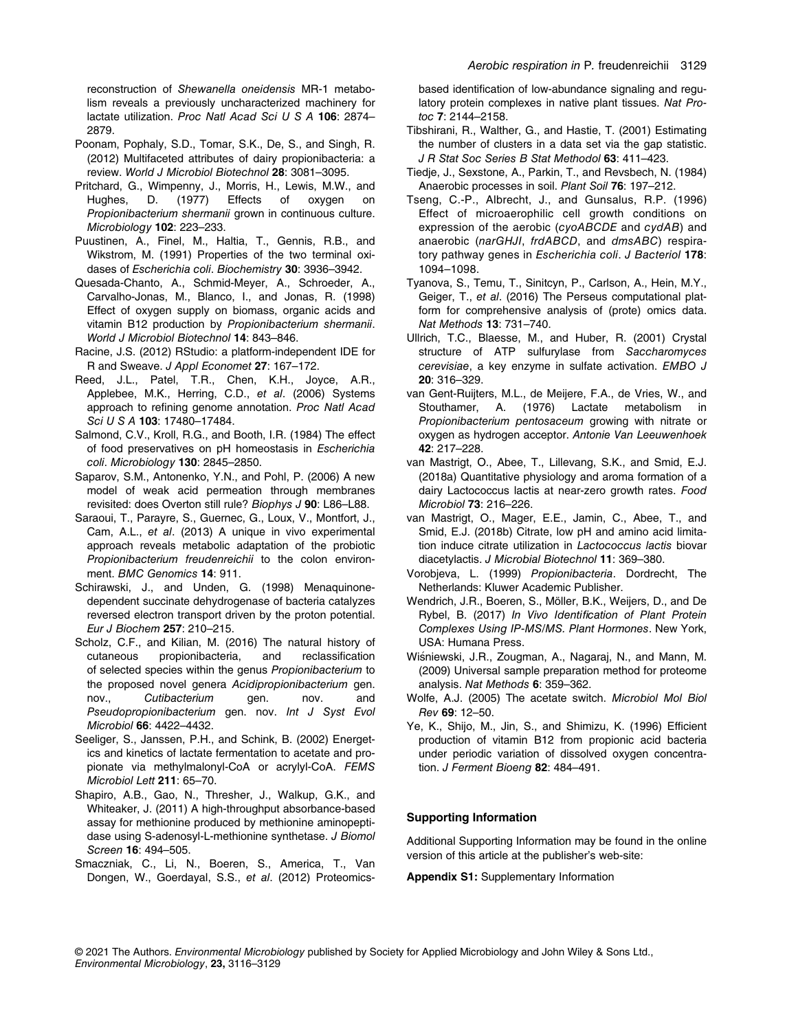reconstruction of *Shewanella oneidensis* MR-1 metabolism reveals a previously uncharacterized machinery for lactate utilization. *Proc Natl Acad Sci U S A* **106**: 2874–2879.

Poonam, Pophaly, S.D., Tomar, S.K., De, S., and Singh, R. (2012) Multifaceted attributes of dairy propionibacteria: a review. *World J Microbiol Biotechnol* **28**: 3081–3095.

Pritchard, G., Wimpenny, J., Morris, H., Lewis, M.W., and Hughes, D. (1977) Effects of oxygen on *Propionibacterium shermanii* grown in continuous culture. *Microbiology* **102**: 223–233.

Puustinen, A., Finel, M., Haltia, T., Gennis, R.B., and Wikstrom, M. (1991) Properties of the two terminal oxidases of *Escherichia coli*. *Biochemistry* **30**: 3936–3942.

Quesada-Chanto, A., Schmid-Meyer, A., Schroeder, A., Carvalho-Jonas, M., Blanco, I., and Jonas, R. (1998) Effect of oxygen supply on biomass, organic acids and vitamin B12 production by *Propionibacterium shermanii*. *World J Microbiol Biotechnol* **14**: 843–846.

Racine, J.S. (2012) RStudio: a platform-independent IDE for R and Sweave. *J Appl Economet* **27**: 167–172.

Reed, J.L., Patel, T.R., Chen, K.H., Joyce, A.R., Applebee, M.K., Herring, C.D., *et al*. (2006) Systems approach to refining genome annotation. *Proc Natl Acad Sci U S A* **103**: 17480–17484.

Salmond, C.V., Kroll, R.G., and Booth, I.R. (1984) The effect of food preservatives on pH homeostasis in *Escherichia coli*. *Microbiology* **130**: 2845–2850.

Saparov, S.M., Antonenko, Y.N., and Pohl, P. (2006) A new model of weak acid permeation through membranes revisited: does Overton still rule? *Biophys J* **90**: L86–L88.

Saraoui, T., Parayre, S., Guernec, G., Loux, V., Montfort, J., Cam, A.L., *et al*. (2013) A unique in vivo experimental approach reveals metabolic adaptation of the probiotic *Propionibacterium freudenreichii* to the colon environment. *BMC Genomics* **14**: 911.

Schirawski, J., and Unden, G. (1998) Menaquinone-dependent succinate dehydrogenase of bacteria catalyzes reversed electron transport driven by the proton potential. *Eur J Biochem* **257**: 210–215.

Scholz, C.F., and Kilian, M. (2016) The natural history of cutaneous propionibacteria, and reclassification of selected species within the genus *Propionibacterium* to the proposed novel genera *Acidipropionibacterium* gen. nov., *Cutibacterium* gen. nov. and *Pseudopropionibacterium* gen. nov. *Int J Syst Evol Microbiol* **66**: 4422–4432.

Seeliger, S., Janssen, P.H., and Schink, B. (2002) Energetics and kinetics of lactate fermentation to acetate and propionate via methylmalonyl-CoA or acrylyl-CoA. *FEMS Microbiol Lett* **211**: 65–70.

Shapiro, A.B., Gao, N., Thresher, J., Walkup, G.K., and Whiteaker, J. (2011) A high-throughput absorbance-based assay for methionine produced by methionine aminopeptidase using S-adenosyl-L-methionine synthetase. *J Biomol Screen* **16**: 494–505.

Smaczniak, C., Li, N., Boeren, S., America, T., Van Dongen, W., Goerdayal, S.S., *et al*. (2012) Proteomics-based identification of low-abundance signaling and regulatory protein complexes in native plant tissues. *Nat Protoc* **7**: 2144–2158.

Tibshirani, R., Walther, G., and Hastie, T. (2001) Estimating the number of clusters in a data set via the gap statistic. *J R Stat Soc Series B Stat Methodol* **63**: 411–423.

Tiedje, J., Sexstone, A., Parkin, T., and Revsbech, N. (1984) Anaerobic processes in soil. *Plant Soil* **76**: 197–212.

Tseng, C.-P., Albrecht, J., and Gunsalus, R.P. (1996) Effect of microaerophilic cell growth conditions on expression of the aerobic (*cyoABCDE* and *cydAB*) and anaerobic (*narGHJI*, *frdABCD*, and *dmsABC*) respiratory pathway genes in *Escherichia coli*. *J Bacteriol* **178**: 1094–1098.

Tyanova, S., Temu, T., Sinitcyn, P., Carlson, A., Hein, M.Y., Geiger, T., *et al*. (2016) The Perseus computational platform for comprehensive analysis of (prote) omics data. *Nat Methods* **13**: 731–740.

Ullrich, T.C., Blaesse, M., and Huber, R. (2001) Crystal structure of ATP sulfurylase from *Saccharomyces cerevisiae*, a key enzyme in sulfate activation. *EMBO J* **20**: 316–329.

van Gent-Ruijters, M.L., de Meijere, F.A., de Vries, W., and Stouthamer, A. (1976) Lactate metabolism in *Propionibacterium pentosaceum* growing with nitrate or oxygen as hydrogen acceptor. *Antonie Van Leeuwenhoek* **42**: 217–228.

van Mastrigt, O., Abee, T., Lillevang, S.K., and Smid, E.J. (2018a) Quantitative physiology and aroma formation of a dairy Lactococcus lactis at near-zero growth rates. *Food Microbiol* **73**: 216–226.

van Mastrigt, O., Mager, E.E., Jamin, C., Abee, T., and Smid, E.J. (2018b) Citrate, low pH and amino acid limitation induce citrate utilization in *Lactococcus lactis* biovar diacetylactis. *J Microbial Biotechnol* **11**: 369–380.

Vorobjeva, L. (1999) *Propionibacteria*. Dordrecht, The Netherlands: Kluwer Academic Publisher.

Wendrich, J.R., Boeren, S., Möller, B.K., Weijers, D., and De Rybel, B. (2017) *In Vivo Identification of Plant Protein Complexes Using IP-MS/MS. Plant Hormones*. New York, USA: Humana Press.

Wiśniewski, J.R., Zougman, A., Nagaraj, N., and Mann, M. (2009) Universal sample preparation method for proteome analysis. *Nat Methods* **6**: 359–362.

Wolfe, A.J. (2005) The acetate switch. *Microbiol Mol Biol Rev* **69**: 12–50.

Ye, K., Shijo, M., Jin, S., and Shimizu, K. (1996) Efficient production of vitamin B12 from propionic acid bacteria under periodic variation of dissolved oxygen concentration. *J Ferment Bioeng* **82**: 484–491.

## Supporting Information

Additional Supporting Information may be found in the online version of this article at the publisher's web-site:

**Appendix S1:** Supplementary Information